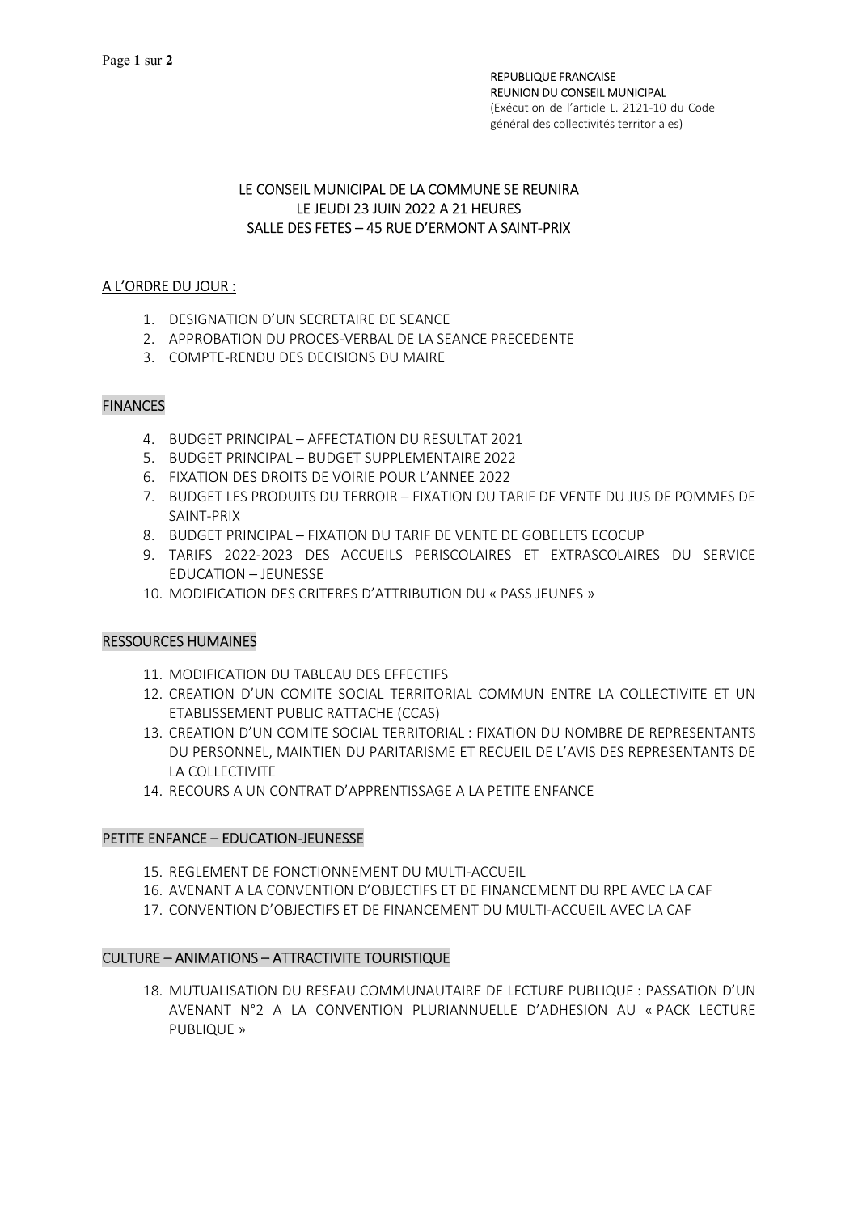REPUBLIQUE FRANCAISE
REUNION DU CONSEIL MUNICIPAL
(Exécution de l'article L. 2121-10 du Code général des collectivités territoriales)

LE CONSEIL MUNICIPAL DE LA COMMUNE SE REUNIRA
LE JEUDI 23 JUIN 2022 A 21 HEURES
SALLE DES FETES – 45 RUE D'ERMONT A SAINT-PRIX

A L'ORDRE DU JOUR :

1. DESIGNATION D'UN SECRETAIRE DE SEANCE
2. APPROBATION DU PROCES-VERBAL DE LA SEANCE PRECEDENTE
3. COMPTE-RENDU DES DECISIONS DU MAIRE

## FINANCES

4. BUDGET PRINCIPAL – AFFECTATION DU RESULTAT 2021
5. BUDGET PRINCIPAL – BUDGET SUPPLEMENTAIRE 2022
6. FIXATION DES DROITS DE VOIRIE POUR L'ANNEE 2022
7. BUDGET LES PRODUITS DU TERROIR – FIXATION DU TARIF DE VENTE DU JUS DE POMMES DE SAINT-PRIX
8. BUDGET PRINCIPAL – FIXATION DU TARIF DE VENTE DE GOBELETS ECOCUP
9. TARIFS 2022-2023 DES ACCUEILS PERISCOLAIRES ET EXTRASCOLAIRES DU SERVICE EDUCATION – JEUNESSE
10. MODIFICATION DES CRITERES D'ATTRIBUTION DU « PASS JEUNES »

## RESSOURCES HUMAINES

11. MODIFICATION DU TABLEAU DES EFFECTIFS
12. CREATION D'UN COMITE SOCIAL TERRITORIAL COMMUN ENTRE LA COLLECTIVITE ET UN ETABLISSEMENT PUBLIC RATTACHE (CCAS)
13. CREATION D'UN COMITE SOCIAL TERRITORIAL : FIXATION DU NOMBRE DE REPRESENTANTS DU PERSONNEL, MAINTIEN DU PARITARISME ET RECUEIL DE L'AVIS DES REPRESENTANTS DE LA COLLECTIVITE
14. RECOURS A UN CONTRAT D'APPRENTISSAGE A LA PETITE ENFANCE

## PETITE ENFANCE – EDUCATION-JEUNESSE

15. REGLEMENT DE FONCTIONNEMENT DU MULTI-ACCUEIL
16. AVENANT A LA CONVENTION D'OBJECTIFS ET DE FINANCEMENT DU RPE AVEC LA CAF
17. CONVENTION D'OBJECTIFS ET DE FINANCEMENT DU MULTI-ACCUEIL AVEC LA CAF

## CULTURE – ANIMATIONS – ATTRACTIVITE TOURISTIQUE

18. MUTUALISATION DU RESEAU COMMUNAUTAIRE DE LECTURE PUBLIQUE : PASSATION D'UN AVENANT N°2 A LA CONVENTION PLURIANNUELLE D'ADHESION AU « PACK LECTURE PUBLIQUE »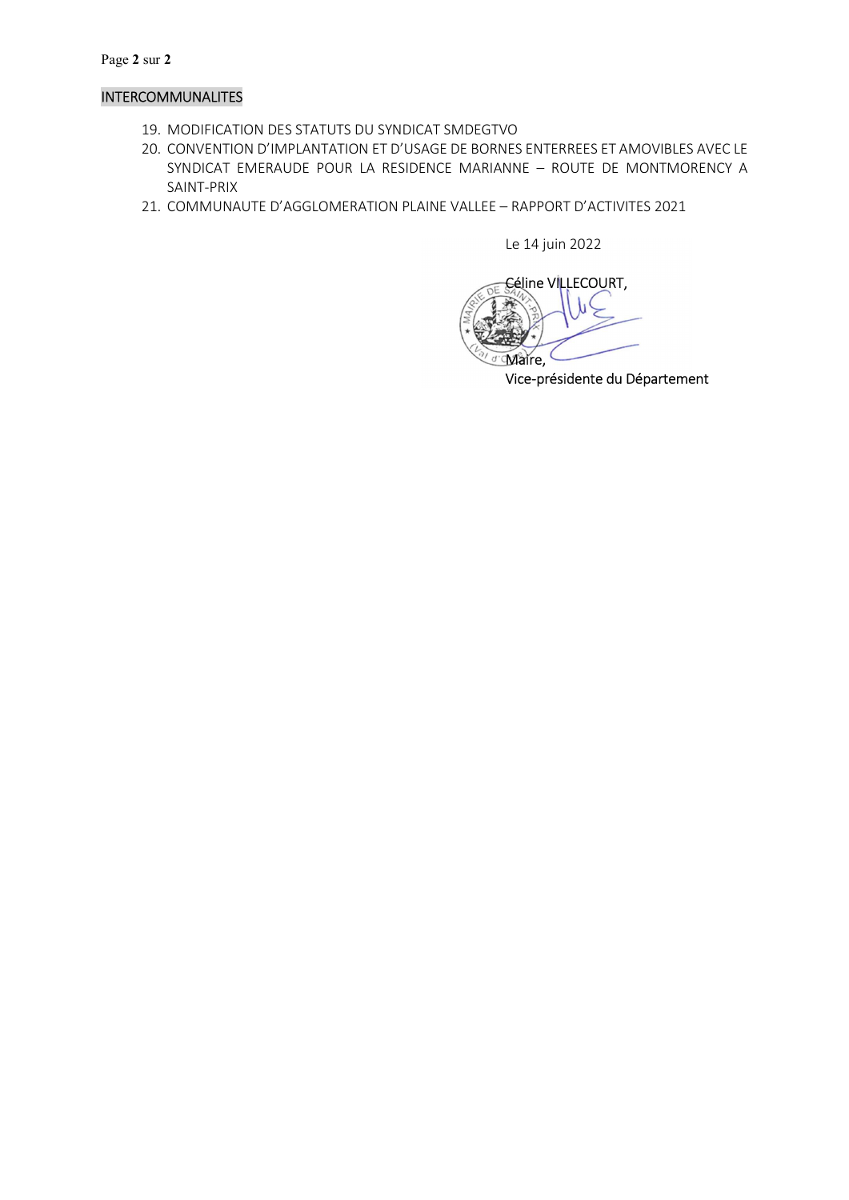INTERCOMMUNALITES

19. MODIFICATION DES STATUTS DU SYNDICAT SMDEGTVO
20. CONVENTION D'IMPLANTATION ET D'USAGE DE BORNES ENTERREES ET AMOVIBLES AVEC LE SYNDICAT EMERAUDE POUR LA RESIDENCE MARIANNE – ROUTE DE MONTMORENCY A SAINT-PRIX
21. COMMUNAUTE D'AGGLOMERATION PLAINE VALLEE – RAPPORT D'ACTIVITES 2021

Le 14 juin 2022

Céline VILLECOURT,

Maire,
Vice-présidente du Département